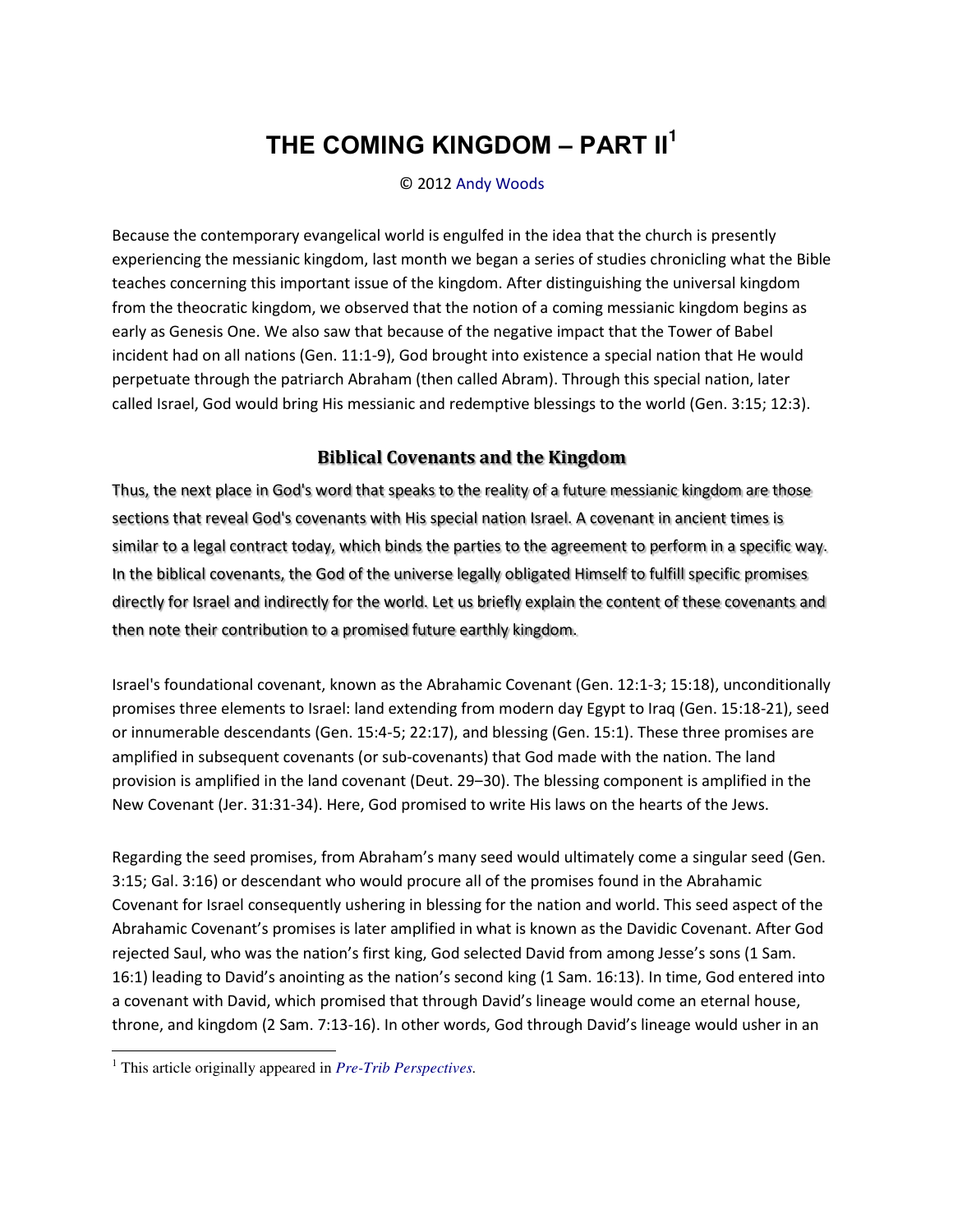# THE COMING KINGDOM – PART II[1]

© 2012 Andy Woods

Because the contemporary evangelical world is engulfed in the idea that the church is presently experiencing the messianic kingdom, last month we began a series of studies chronicling what the Bible teaches concerning this important issue of the kingdom. After distinguishing the universal kingdom from the theocratic kingdom, we observed that the notion of a coming messianic kingdom begins as early as Genesis One. We also saw that because of the negative impact that the Tower of Babel incident had on all nations (Gen. 11:1-9), God brought into existence a special nation that He would perpetuate through the patriarch Abraham (then called Abram). Through this special nation, later called Israel, God would bring His messianic and redemptive blessings to the world (Gen. 3:15; 12:3).

## Biblical Covenants and the Kingdom

Thus, the next place in God's word that speaks to the reality of a future messianic kingdom are those sections that reveal God's covenants with His special nation Israel. A covenant in ancient times is similar to a legal contract today, which binds the parties to the agreement to perform in a specific way. In the biblical covenants, the God of the universe legally obligated Himself to fulfill specific promises directly for Israel and indirectly for the world. Let us briefly explain the content of these covenants and then note their contribution to a promised future earthly kingdom.

Israel's foundational covenant, known as the Abrahamic Covenant (Gen. 12:1-3; 15:18), unconditionally promises three elements to Israel: land extending from modern day Egypt to Iraq (Gen. 15:18-21), seed or innumerable descendants (Gen. 15:4-5; 22:17), and blessing (Gen. 15:1). These three promises are amplified in subsequent covenants (or sub-covenants) that God made with the nation. The land provision is amplified in the land covenant (Deut. 29–30). The blessing component is amplified in the New Covenant (Jer. 31:31-34). Here, God promised to write His laws on the hearts of the Jews.

Regarding the seed promises, from Abraham's many seed would ultimately come a singular seed (Gen. 3:15; Gal. 3:16) or descendant who would procure all of the promises found in the Abrahamic Covenant for Israel consequently ushering in blessing for the nation and world. This seed aspect of the Abrahamic Covenant's promises is later amplified in what is known as the Davidic Covenant. After God rejected Saul, who was the nation's first king, God selected David from among Jesse's sons (1 Sam. 16:1) leading to David's anointing as the nation's second king (1 Sam. 16:13). In time, God entered into a covenant with David, which promised that through David's lineage would come an eternal house, throne, and kingdom (2 Sam. 7:13-16). In other words, God through David's lineage would usher in an

[1] This article originally appeared in *Pre-Trib Perspectives.*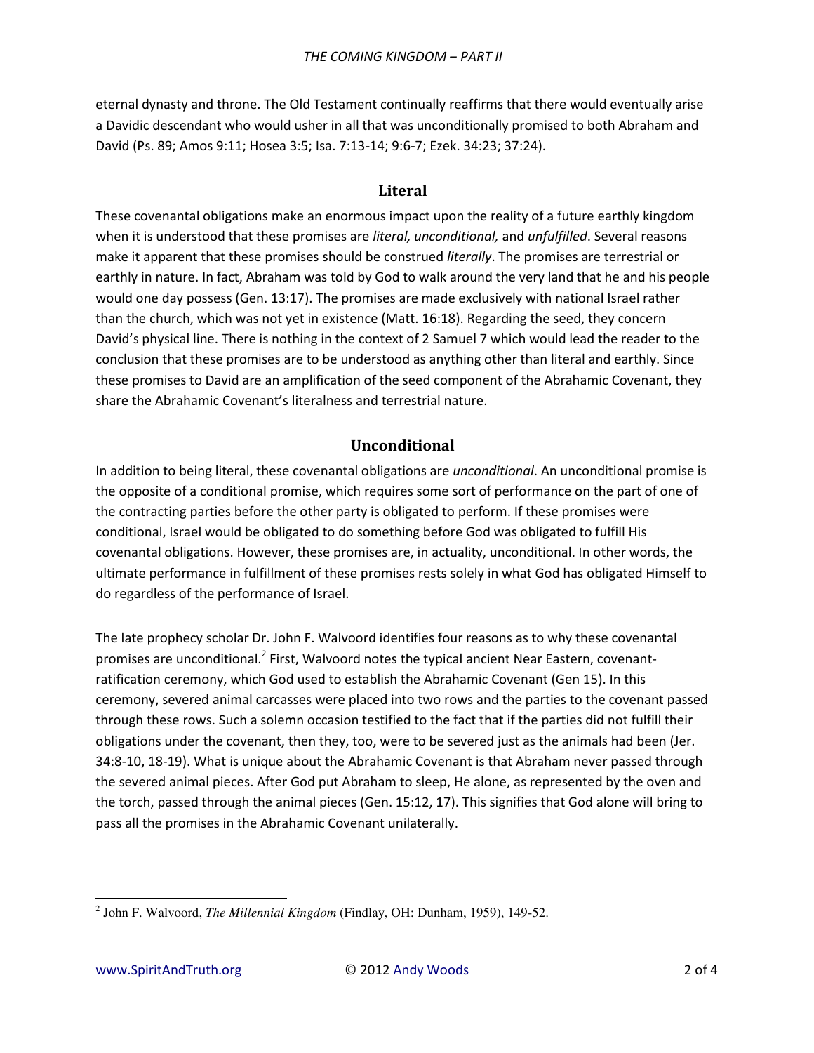eternal dynasty and throne. The Old Testament continually reaffirms that there would eventually arise a Davidic descendant who would usher in all that was unconditionally promised to both Abraham and David (Ps. 89; Amos 9:11; Hosea 3:5; Isa. 7:13-14; 9:6-7; Ezek. 34:23; 37:24).

## Literal

These covenantal obligations make an enormous impact upon the reality of a future earthly kingdom when it is understood that these promises are *literal, unconditional,* and *unfulfilled*. Several reasons make it apparent that these promises should be construed *literally*. The promises are terrestrial or earthly in nature. In fact, Abraham was told by God to walk around the very land that he and his people would one day possess (Gen. 13:17). The promises are made exclusively with national Israel rather than the church, which was not yet in existence (Matt. 16:18). Regarding the seed, they concern David's physical line. There is nothing in the context of 2 Samuel 7 which would lead the reader to the conclusion that these promises are to be understood as anything other than literal and earthly. Since these promises to David are an amplification of the seed component of the Abrahamic Covenant, they share the Abrahamic Covenant's literalness and terrestrial nature.

## Unconditional

In addition to being literal, these covenantal obligations are *unconditional*. An unconditional promise is the opposite of a conditional promise, which requires some sort of performance on the part of one of the contracting parties before the other party is obligated to perform. If these promises were conditional, Israel would be obligated to do something before God was obligated to fulfill His covenantal obligations. However, these promises are, in actuality, unconditional. In other words, the ultimate performance in fulfillment of these promises rests solely in what God has obligated Himself to do regardless of the performance of Israel.

The late prophecy scholar Dr. John F. Walvoord identifies four reasons as to why these covenantal promises are unconditional.[2] First, Walvoord notes the typical ancient Near Eastern, covenant-ratification ceremony, which God used to establish the Abrahamic Covenant (Gen 15). In this ceremony, severed animal carcasses were placed into two rows and the parties to the covenant passed through these rows. Such a solemn occasion testified to the fact that if the parties did not fulfill their obligations under the covenant, then they, too, were to be severed just as the animals had been (Jer. 34:8-10, 18-19). What is unique about the Abrahamic Covenant is that Abraham never passed through the severed animal pieces. After God put Abraham to sleep, He alone, as represented by the oven and the torch, passed through the animal pieces (Gen. 15:12, 17). This signifies that God alone will bring to pass all the promises in the Abrahamic Covenant unilaterally.

---

[2] John F. Walvoord, *The Millennial Kingdom* (Findlay, OH: Dunham, 1959), 149-52.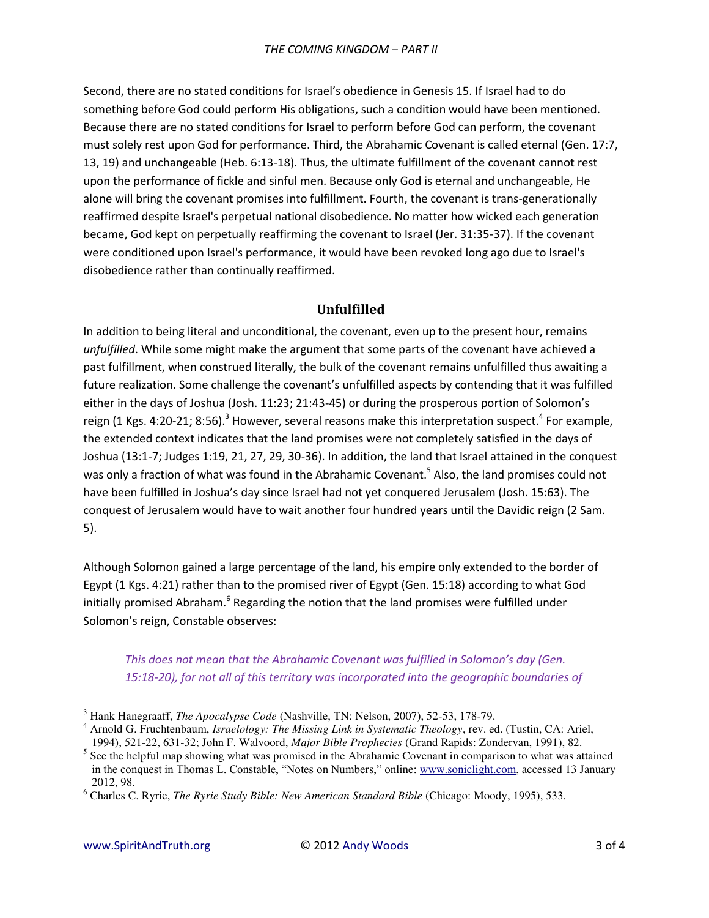Second, there are no stated conditions for Israel's obedience in Genesis 15. If Israel had to do something before God could perform His obligations, such a condition would have been mentioned. Because there are no stated conditions for Israel to perform before God can perform, the covenant must solely rest upon God for performance. Third, the Abrahamic Covenant is called eternal (Gen. 17:7, 13, 19) and unchangeable (Heb. 6:13-18). Thus, the ultimate fulfillment of the covenant cannot rest upon the performance of fickle and sinful men. Because only God is eternal and unchangeable, He alone will bring the covenant promises into fulfillment. Fourth, the covenant is trans-generationally reaffirmed despite Israel's perpetual national disobedience. No matter how wicked each generation became, God kept on perpetually reaffirming the covenant to Israel (Jer. 31:35-37). If the covenant were conditioned upon Israel's performance, it would have been revoked long ago due to Israel's disobedience rather than continually reaffirmed.

## Unfulfilled

In addition to being literal and unconditional, the covenant, even up to the present hour, remains *unfulfilled*. While some might make the argument that some parts of the covenant have achieved a past fulfillment, when construed literally, the bulk of the covenant remains unfulfilled thus awaiting a future realization. Some challenge the covenant's unfulfilled aspects by contending that it was fulfilled either in the days of Joshua (Josh. 11:23; 21:43-45) or during the prosperous portion of Solomon's reign (1 Kgs. 4:20-21; 8:56).[3] However, several reasons make this interpretation suspect.[4] For example, the extended context indicates that the land promises were not completely satisfied in the days of Joshua (13:1-7; Judges 1:19, 21, 27, 29, 30-36). In addition, the land that Israel attained in the conquest was only a fraction of what was found in the Abrahamic Covenant.[5] Also, the land promises could not have been fulfilled in Joshua's day since Israel had not yet conquered Jerusalem (Josh. 15:63). The conquest of Jerusalem would have to wait another four hundred years until the Davidic reign (2 Sam. 5).

Although Solomon gained a large percentage of the land, his empire only extended to the border of Egypt (1 Kgs. 4:21) rather than to the promised river of Egypt (Gen. 15:18) according to what God initially promised Abraham.[6] Regarding the notion that the land promises were fulfilled under Solomon's reign, Constable observes:

> *This does not mean that the Abrahamic Covenant was fulfilled in Solomon's day (Gen. 15:18-20), for not all of this territory was incorporated into the geographic boundaries of*

---

[3] Hank Hanegraaff, *The Apocalypse Code* (Nashville, TN: Nelson, 2007), 52-53, 178-79.

[4] Arnold G. Fruchtenbaum, *Israelology: The Missing Link in Systematic Theology*, rev. ed. (Tustin, CA: Ariel, 1994), 521-22, 631-32; John F. Walvoord, *Major Bible Prophecies* (Grand Rapids: Zondervan, 1991), 82.

[5] See the helpful map showing what was promised in the Abrahamic Covenant in comparison to what was attained in the conquest in Thomas L. Constable, "Notes on Numbers," online: www.soniclight.com, accessed 13 January 2012, 98.

[6] Charles C. Ryrie, *The Ryrie Study Bible: New American Standard Bible* (Chicago: Moody, 1995), 533.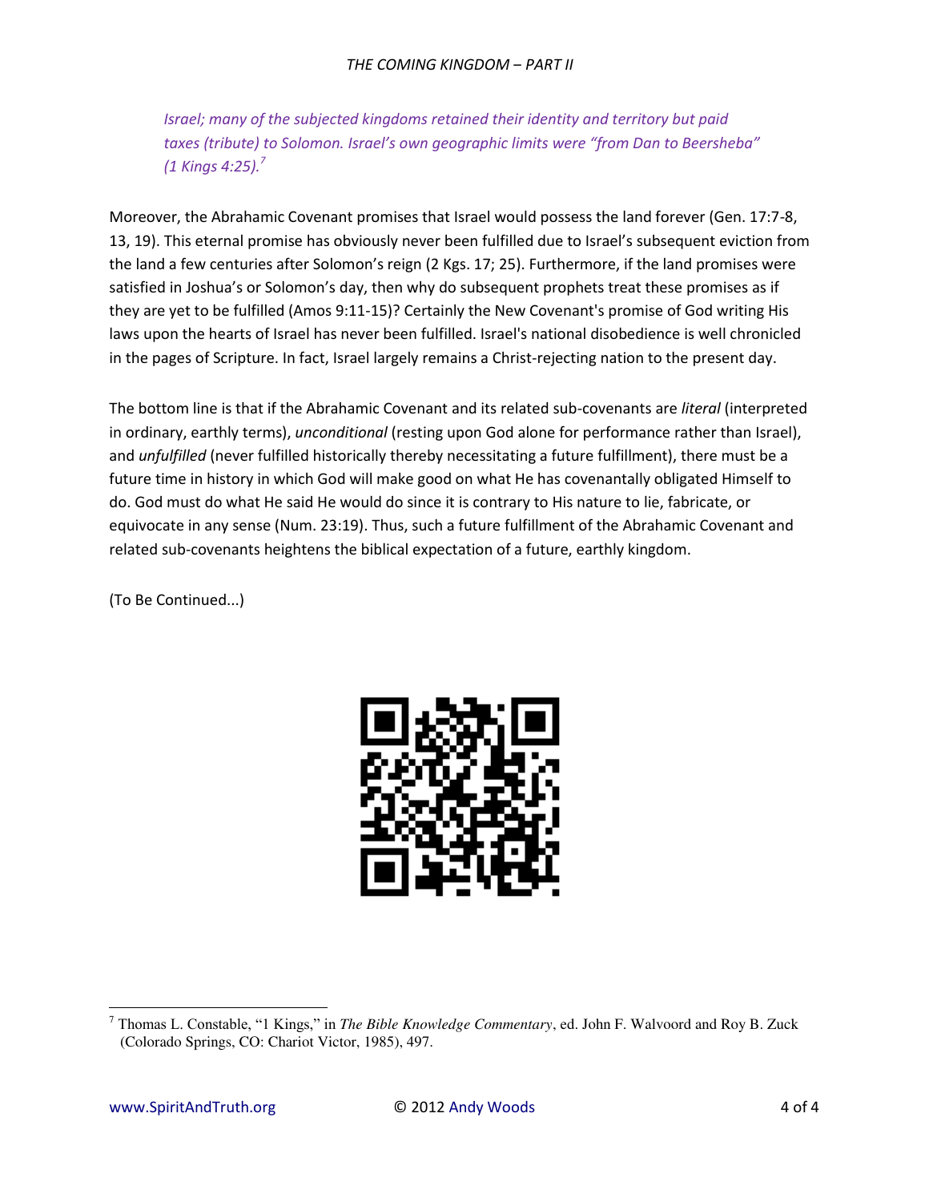*Israel; many of the subjected kingdoms retained their identity and territory but paid taxes (tribute) to Solomon. Israel's own geographic limits were "from Dan to Beersheba" (1 Kings 4:25).*[7]

Moreover, the Abrahamic Covenant promises that Israel would possess the land forever (Gen. 17:7-8, 13, 19). This eternal promise has obviously never been fulfilled due to Israel's subsequent eviction from the land a few centuries after Solomon's reign (2 Kgs. 17; 25). Furthermore, if the land promises were satisfied in Joshua's or Solomon's day, then why do subsequent prophets treat these promises as if they are yet to be fulfilled (Amos 9:11-15)? Certainly the New Covenant's promise of God writing His laws upon the hearts of Israel has never been fulfilled. Israel's national disobedience is well chronicled in the pages of Scripture. In fact, Israel largely remains a Christ-rejecting nation to the present day.

The bottom line is that if the Abrahamic Covenant and its related sub-covenants are *literal* (interpreted in ordinary, earthly terms), *unconditional* (resting upon God alone for performance rather than Israel), and *unfulfilled* (never fulfilled historically thereby necessitating a future fulfillment), there must be a future time in history in which God will make good on what He has covenantally obligated Himself to do. God must do what He said He would do since it is contrary to His nature to lie, fabricate, or equivocate in any sense (Num. 23:19). Thus, such a future fulfillment of the Abrahamic Covenant and related sub-covenants heightens the biblical expectation of a future, earthly kingdom.

(To Be Continued...)

---

[7] Thomas L. Constable, "1 Kings," in *The Bible Knowledge Commentary*, ed. John F. Walvoord and Roy B. Zuck (Colorado Springs, CO: Chariot Victor, 1985), 497.